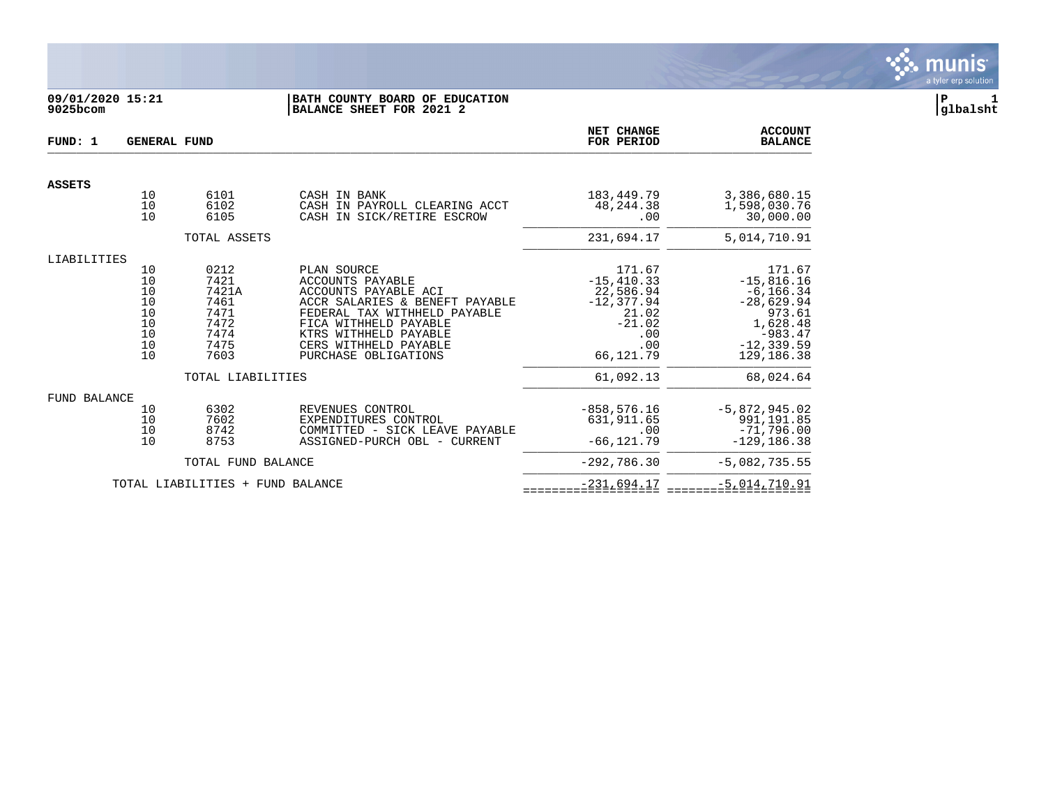**09/01/2020 15:21**
**9025bcom**

**BATH COUNTY BOARD OF EDUCATION**
**BALANCE SHEET FOR 2021 2**

**P 1**
**glbalsht**

**FUND: 1 GENERAL FUND**

| | | | | NET CHANGE FOR PERIOD | ACCOUNT BALANCE |
|---|---|---|---|---|---|
| **ASSETS** | | | | | |
| | 10 | 6101 | CASH IN BANK | 183,449.79 | 3,386,680.15 |
| | 10 | 6102 | CASH IN PAYROLL CLEARING ACCT | 48,244.38 | 1,598,030.76 |
| | 10 | 6105 | CASH IN SICK/RETIRE ESCROW | .00 | 30,000.00 |
| | | TOTAL ASSETS | | 231,694.17 | 5,014,710.91 |
| LIABILITIES | | | | | |
| | 10 | 0212 | PLAN SOURCE | 171.67 | 171.67 |
| | 10 | 7421 | ACCOUNTS PAYABLE | -15,410.33 | -15,816.16 |
| | 10 | 7421A | ACCOUNTS PAYABLE ACI | 22,586.94 | -6,166.34 |
| | 10 | 7461 | ACCR SALARIES & BENEFT PAYABLE | -12,377.94 | -28,629.94 |
| | 10 | 7471 | FEDERAL TAX WITHHELD PAYABLE | 21.02 | 973.61 |
| | 10 | 7472 | FICA WITHHELD PAYABLE | -21.02 | 1,628.48 |
| | 10 | 7474 | KTRS WITHHELD PAYABLE | .00 | -983.47 |
| | 10 | 7475 | CERS WITHHELD PAYABLE | .00 | -12,339.59 |
| | 10 | 7603 | PURCHASE OBLIGATIONS | 66,121.79 | 129,186.38 |
| | | TOTAL LIABILITIES | | 61,092.13 | 68,024.64 |
| FUND BALANCE | | | | | |
| | 10 | 6302 | REVENUES CONTROL | -858,576.16 | -5,872,945.02 |
| | 10 | 7602 | EXPENDITURES CONTROL | 631,911.65 | 991,191.85 |
| | 10 | 8742 | COMMITTED - SICK LEAVE PAYABLE | .00 | -71,796.00 |
| | 10 | 8753 | ASSIGNED-PURCH OBL - CURRENT | -66,121.79 | -129,186.38 |
| | | TOTAL FUND BALANCE | | -292,786.30 | -5,082,735.55 |
| | TOTAL LIABILITIES + FUND BALANCE | | | -231,694.17 | -5,014,710.91 |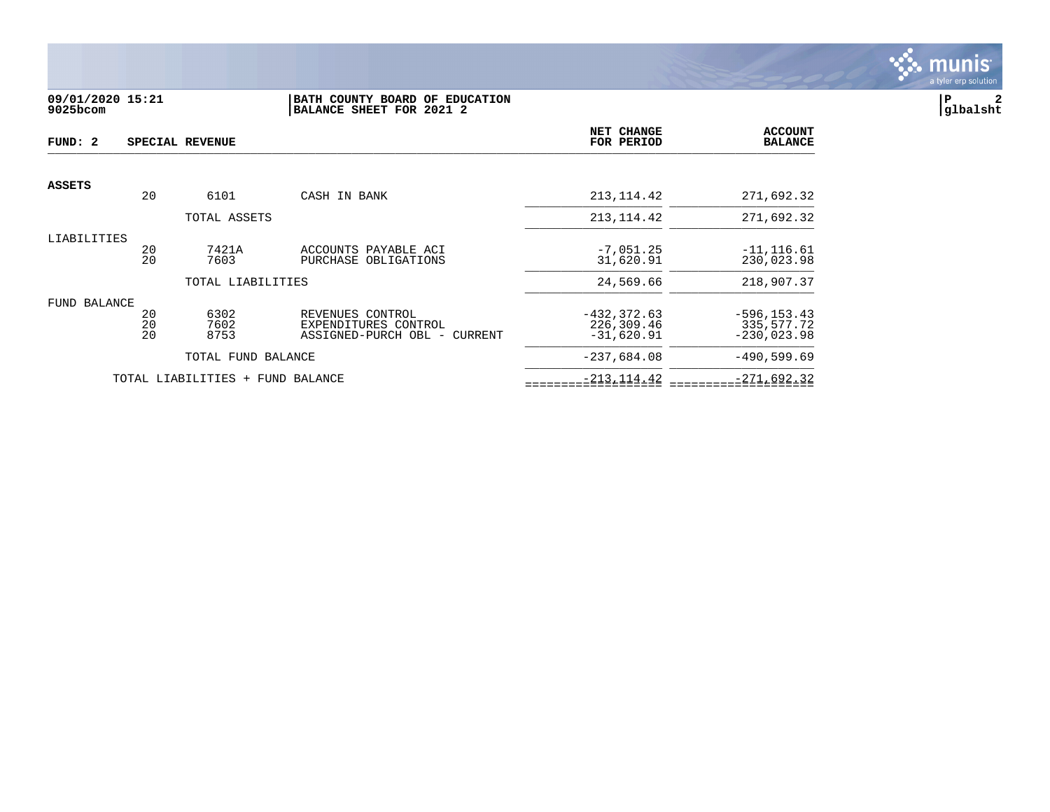**09/01/2020 15:21**
**9025bcom**

**BATH COUNTY BOARD OF EDUCATION**
**BALANCE SHEET FOR 2021 2**

**P 2**
**glbalsht**

| **FUND: 2** | | **SPECIAL REVENUE** | | **NET CHANGE FOR PERIOD** | **ACCOUNT BALANCE** |
|---|---|---|---|---|---|
| **ASSETS** | | | | | |
| | 20 | 6101 | CASH IN BANK | 213,114.42 | 271,692.32 |
| | | TOTAL ASSETS | | 213,114.42 | 271,692.32 |
| LIABILITIES | | | | | |
| | 20 | 7421A | ACCOUNTS PAYABLE ACI | -7,051.25 | -11,116.61 |
| | 20 | 7603 | PURCHASE OBLIGATIONS | 31,620.91 | 230,023.98 |
| | | TOTAL LIABILITIES | | 24,569.66 | 218,907.37 |
| FUND BALANCE | | | | | |
| | 20 | 6302 | REVENUES CONTROL | -432,372.63 | -596,153.43 |
| | 20 | 7602 | EXPENDITURES CONTROL | 226,309.46 | 335,577.72 |
| | 20 | 8753 | ASSIGNED-PURCH OBL - CURRENT | -31,620.91 | -230,023.98 |
| | | TOTAL FUND BALANCE | | -237,684.08 | -490,599.69 |
| | TOTAL LIABILITIES + FUND BALANCE | | | -213,114.42 | -271,692.32 |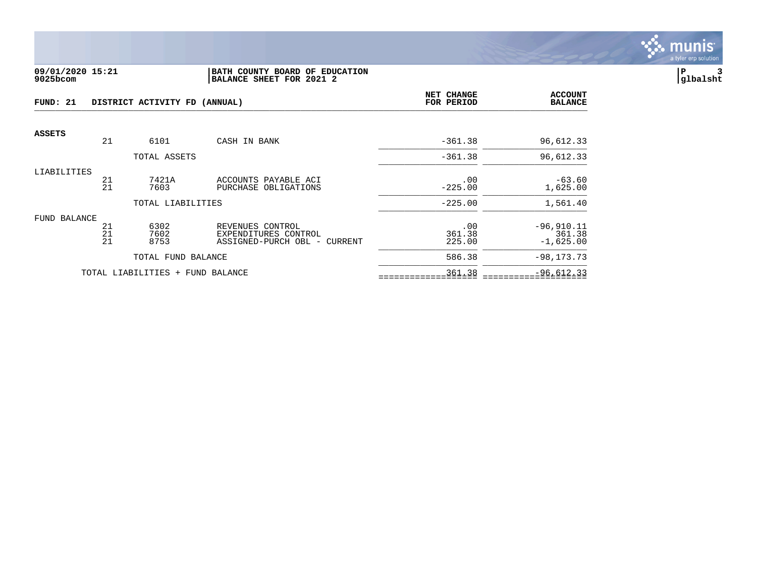**09/01/2020 15:21** | **BATH COUNTY BOARD OF EDUCATION**
**9025bcom** | **BALANCE SHEET FOR 2021 2**

**P 3**
**glbalsht**

| **FUND: 21** | **DISTRICT ACTIVITY FD (ANNUAL)** | | | **NET CHANGE FOR PERIOD** | **ACCOUNT BALANCE** |
|---|---|---|---|---|---|
| **ASSETS** | | | | | |
| | 21 | 6101 | CASH IN BANK | -361.38 | 96,612.33 |
| | | TOTAL ASSETS | | -361.38 | 96,612.33 |
| LIABILITIES | | | | | |
| | 21 | 7421A | ACCOUNTS PAYABLE ACI | .00 | -63.60 |
| | 21 | 7603 | PURCHASE OBLIGATIONS | -225.00 | 1,625.00 |
| | | TOTAL LIABILITIES | | -225.00 | 1,561.40 |
| FUND BALANCE | | | | | |
| | 21 | 6302 | REVENUES CONTROL | .00 | -96,910.11 |
| | 21 | 7602 | EXPENDITURES CONTROL | 361.38 | 361.38 |
| | 21 | 8753 | ASSIGNED-PURCH OBL - CURRENT | 225.00 | -1,625.00 |
| | | TOTAL FUND BALANCE | | 586.38 | -98,173.73 |
| | TOTAL LIABILITIES + FUND BALANCE | | | 361.38 | -96,612.33 |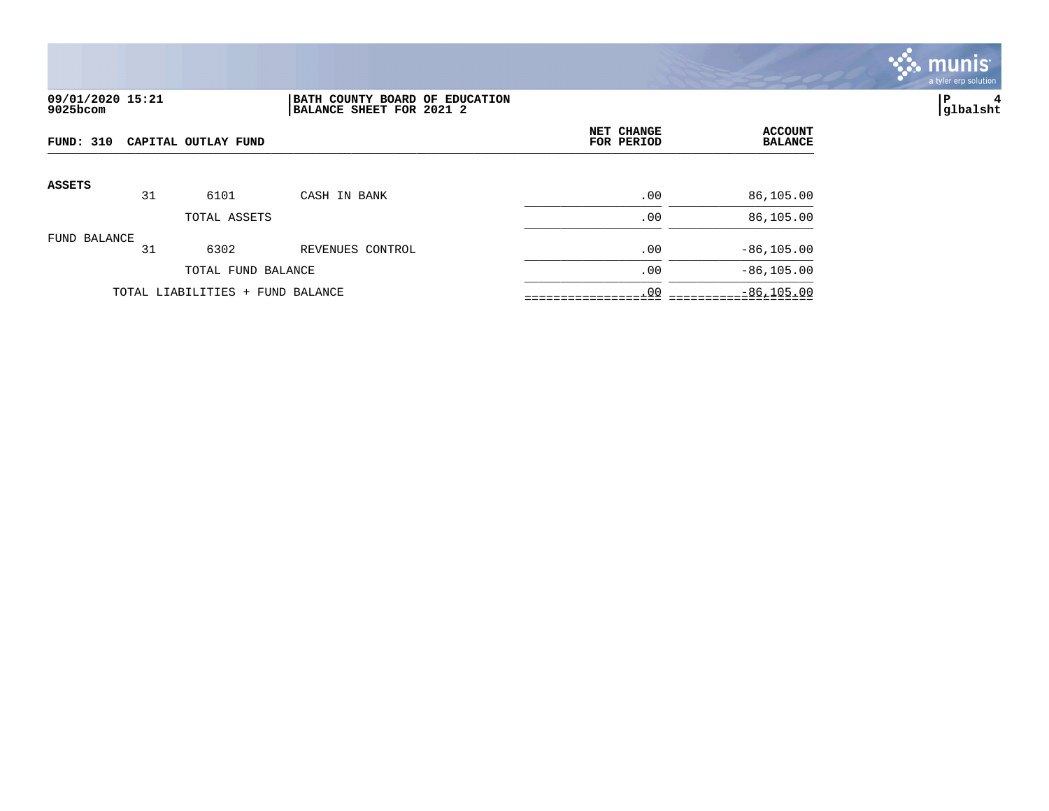**09/01/2020 15:21**
**9025bcom**

**BATH COUNTY BOARD OF EDUCATION**
**BALANCE SHEET FOR 2021 2**

**P 4**
**glbalsht**

| FUND: 310 CAPITAL OUTLAY FUND | | | | NET CHANGE FOR PERIOD | ACCOUNT BALANCE |
|---|---|---|---|---|---|
| **ASSETS** | | | | | |
| | 31 | 6101 | CASH IN BANK | .00 | 86,105.00 |
| | | TOTAL ASSETS | | .00 | 86,105.00 |
| FUND BALANCE | | | | | |
| | 31 | 6302 | REVENUES CONTROL | .00 | -86,105.00 |
| | | TOTAL FUND BALANCE | | .00 | -86,105.00 |
| TOTAL LIABILITIES + FUND BALANCE | | | | .00 | -86,105.00 |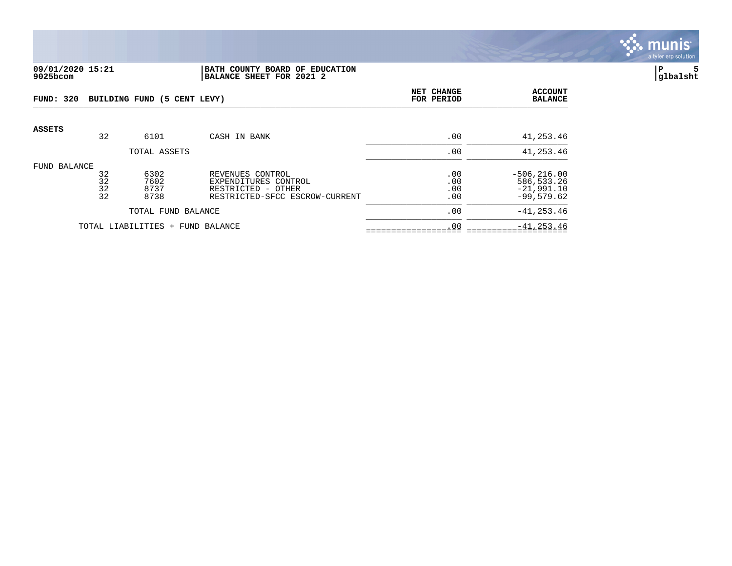09/01/2020 15:21 | BATH COUNTY BOARD OF EDUCATION
9025bcom | BALANCE SHEET FOR 2021 2

glbalsht

**FUND: 320 BUILDING FUND (5 CENT LEVY)**

| | | | | NET CHANGE FOR PERIOD | ACCOUNT BALANCE |
|---|---|---|---|---|---|
| **ASSETS** | | | | | |
| | 32 | 6101 | CASH IN BANK | .00 | 41,253.46 |
| | | TOTAL ASSETS | | .00 | 41,253.46 |
| FUND BALANCE | | | | | |
| | 32 | 6302 | REVENUES CONTROL | .00 | -506,216.00 |
| | 32 | 7602 | EXPENDITURES CONTROL | .00 | 586,533.26 |
| | 32 | 8737 | RESTRICTED - OTHER | .00 | -21,991.10 |
| | 32 | 8738 | RESTRICTED-SFCC ESCROW-CURRENT | .00 | -99,579.62 |
| | | TOTAL FUND BALANCE | | .00 | -41,253.46 |
| | TOTAL LIABILITIES + FUND BALANCE | | | .00 | -41,253.46 |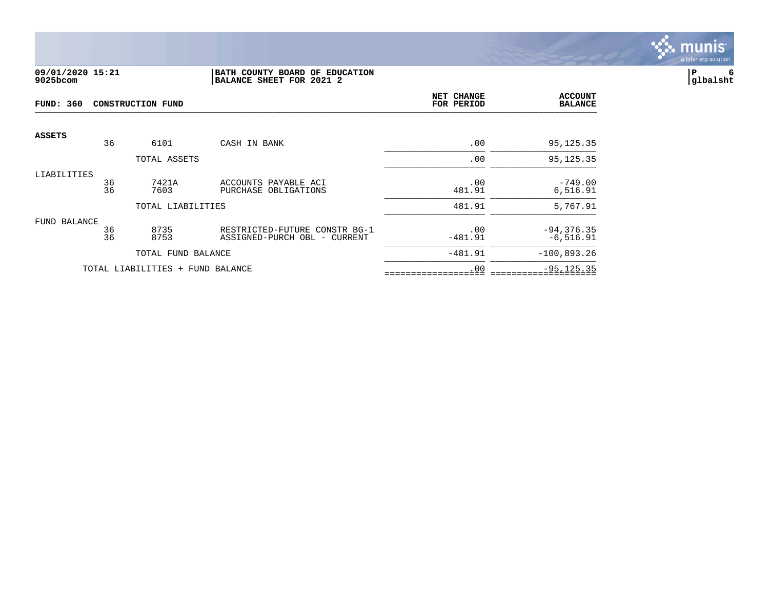**BATH COUNTY BOARD OF EDUCATION**
**BALANCE SHEET FOR 2021 2**

09/01/2020 15:21
9025bcom

glbalsht

## FUND: 360 CONSTRUCTION FUND

| | | | | NET CHANGE FOR PERIOD | ACCOUNT BALANCE |
|---|---|---|---|---|---|
| **ASSETS** | 36 | 6101 | CASH IN BANK | .00 | 95,125.35 |
| | | TOTAL ASSETS | | .00 | 95,125.35 |
| LIABILITIES | 36 | 7421A | ACCOUNTS PAYABLE ACI | .00 | -749.00 |
| | 36 | 7603 | PURCHASE OBLIGATIONS | 481.91 | 6,516.91 |
| | | TOTAL LIABILITIES | | 481.91 | 5,767.91 |
| FUND BALANCE | 36 | 8735 | RESTRICTED-FUTURE CONSTR BG-1 | .00 | -94,376.35 |
| | 36 | 8753 | ASSIGNED-PURCH OBL - CURRENT | -481.91 | -6,516.91 |
| | | TOTAL FUND BALANCE | | -481.91 | -100,893.26 |
| | TOTAL LIABILITIES + FUND BALANCE | | | .00 | -95,125.35 |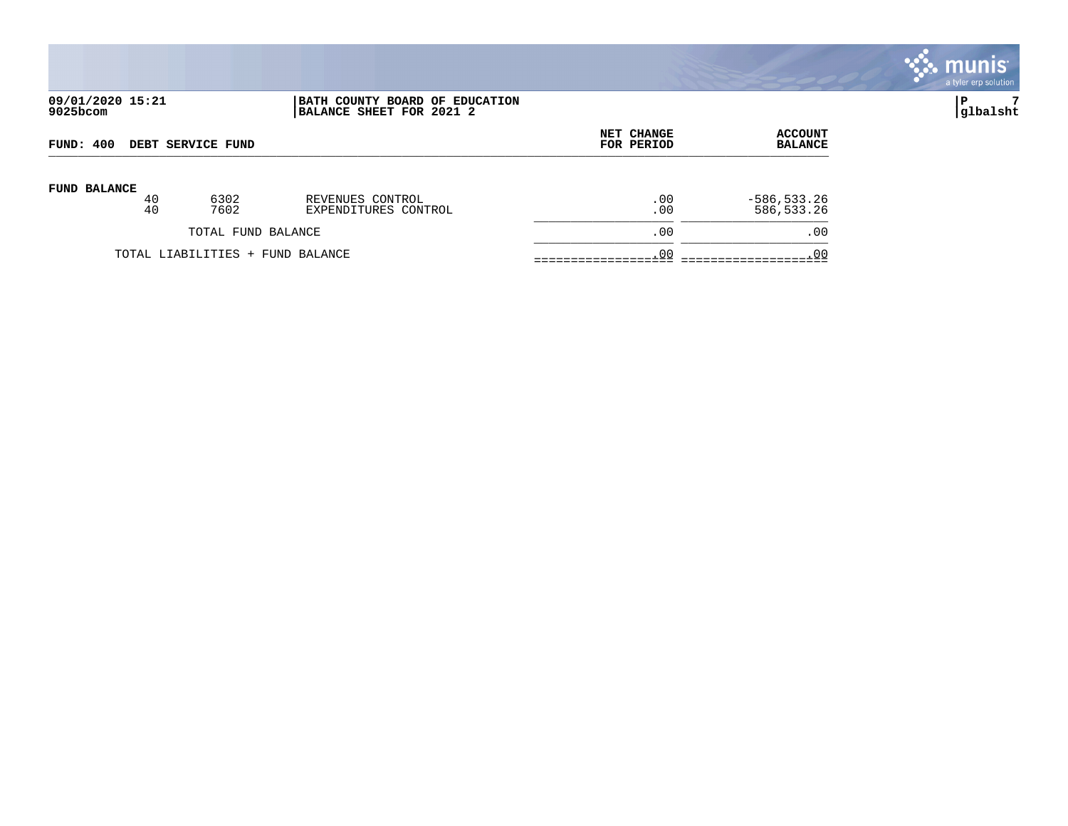**BATH COUNTY BOARD OF EDUCATION**
**BALANCE SHEET FOR 2021 2**

09/01/2020 15:21
9025bcom

glbalsht

| FUND: 400 DEBT SERVICE FUND | | | NET CHANGE FOR PERIOD | ACCOUNT BALANCE |
|---|---|---|---|---|
| **FUND BALANCE** | | | | |
| 40 | 6302 | REVENUES CONTROL | .00 | -586,533.26 |
| 40 | 7602 | EXPENDITURES CONTROL | .00 | 586,533.26 |
| TOTAL FUND BALANCE | | | .00 | .00 |
| TOTAL LIABILITIES + FUND BALANCE | | | .00 | .00 |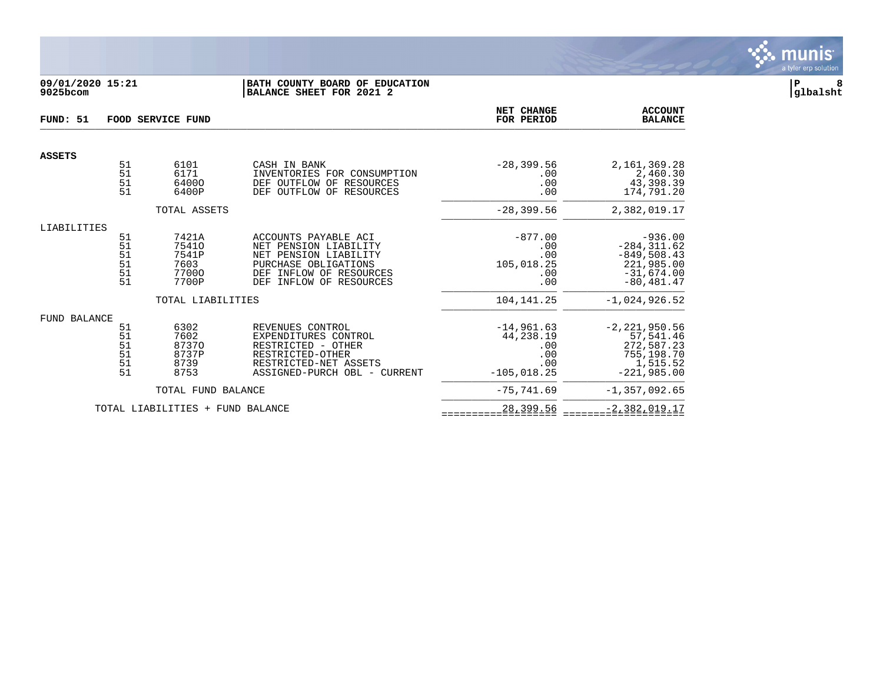**09/01/2020 15:21**
**9025bcom**

**BATH COUNTY BOARD OF EDUCATION**
**BALANCE SHEET FOR 2021 2**

**P 8**
**glbalsht**

| FUND: 51 | FOOD SERVICE FUND | | | NET CHANGE FOR PERIOD | ACCOUNT BALANCE |
|---|---|---|---|---|---|
| **ASSETS** | | | | | |
| | 51 | 6101 | CASH IN BANK | -28,399.56 | 2,161,369.28 |
| | 51 | 6171 | INVENTORIES FOR CONSUMPTION | .00 | 2,460.30 |
| | 51 | 6400O | DEF OUTFLOW OF RESOURCES | .00 | 43,398.39 |
| | 51 | 6400P | DEF OUTFLOW OF RESOURCES | .00 | 174,791.20 |
| | | TOTAL ASSETS | | -28,399.56 | 2,382,019.17 |
| LIABILITIES | | | | | |
| | 51 | 7421A | ACCOUNTS PAYABLE ACI | -877.00 | -936.00 |
| | 51 | 7541O | NET PENSION LIABILITY | .00 | -284,311.62 |
| | 51 | 7541P | NET PENSION LIABILITY | .00 | -849,508.43 |
| | 51 | 7603 | PURCHASE OBLIGATIONS | 105,018.25 | 221,985.00 |
| | 51 | 7700O | DEF INFLOW OF RESOURCES | .00 | -31,674.00 |
| | 51 | 7700P | DEF INFLOW OF RESOURCES | .00 | -80,481.47 |
| | | TOTAL LIABILITIES | | 104,141.25 | -1,024,926.52 |
| FUND BALANCE | | | | | |
| | 51 | 6302 | REVENUES CONTROL | -14,961.63 | -2,221,950.56 |
| | 51 | 7602 | EXPENDITURES CONTROL | 44,238.19 | 57,541.46 |
| | 51 | 8737O | RESTRICTED - OTHER | .00 | 272,587.23 |
| | 51 | 8737P | RESTRICTED-OTHER | .00 | 755,198.70 |
| | 51 | 8739 | RESTRICTED-NET ASSETS | .00 | 1,515.52 |
| | 51 | 8753 | ASSIGNED-PURCH OBL - CURRENT | -105,018.25 | -221,985.00 |
| | | TOTAL FUND BALANCE | | -75,741.69 | -1,357,092.65 |
| | TOTAL LIABILITIES + FUND BALANCE | | | 28,399.56 | -2,382,019.17 |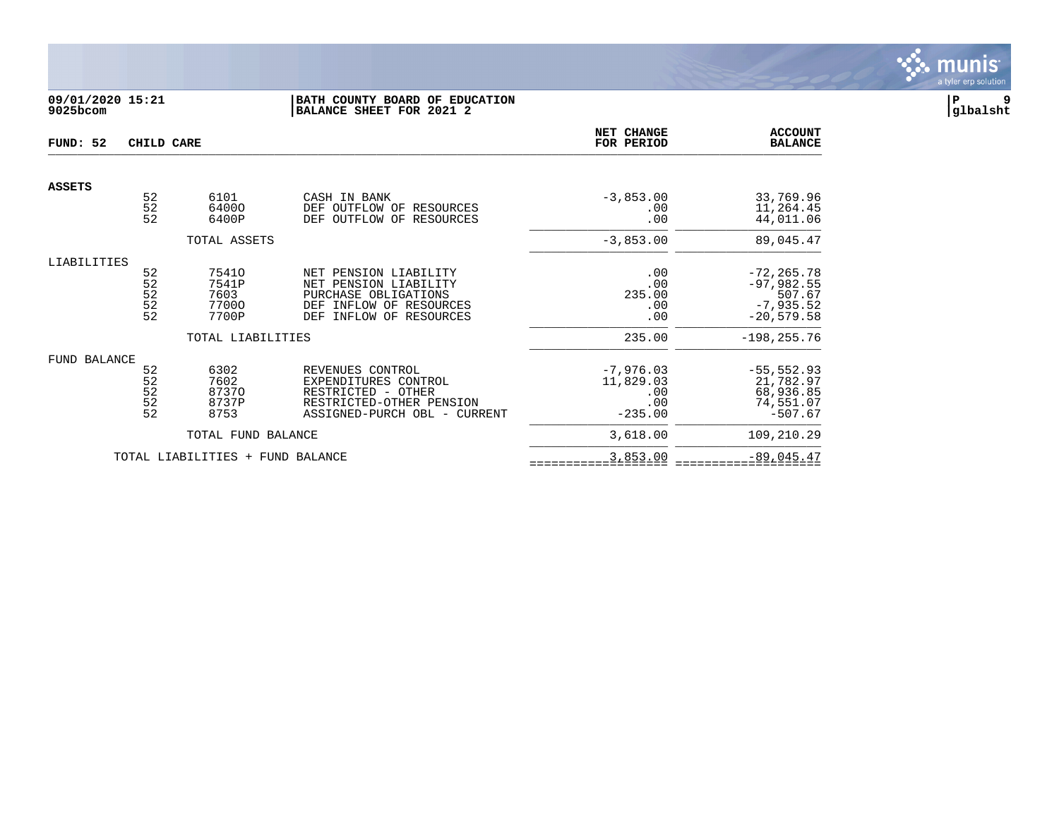**09/01/2020 15:21**
**9025bcom**

**BATH COUNTY BOARD OF EDUCATION**
**BALANCE SHEET FOR 2021 2**

**P 9**
**glbalsht**

| FUND: 52 CHILD CARE | | | | NET CHANGE FOR PERIOD | ACCOUNT BALANCE |
|---|---|---|---|---|---|
| **ASSETS** | | | | | |
| | 52 | 6101 | CASH IN BANK | -3,853.00 | 33,769.96 |
| | 52 | 6400O | DEF OUTFLOW OF RESOURCES | .00 | 11,264.45 |
| | 52 | 6400P | DEF OUTFLOW OF RESOURCES | .00 | 44,011.06 |
| | | TOTAL ASSETS | | -3,853.00 | 89,045.47 |
| LIABILITIES | | | | | |
| | 52 | 7541O | NET PENSION LIABILITY | .00 | -72,265.78 |
| | 52 | 7541P | NET PENSION LIABILITY | .00 | -97,982.55 |
| | 52 | 7603 | PURCHASE OBLIGATIONS | 235.00 | 507.67 |
| | 52 | 7700O | DEF INFLOW OF RESOURCES | .00 | -7,935.52 |
| | 52 | 7700P | DEF INFLOW OF RESOURCES | .00 | -20,579.58 |
| | | TOTAL LIABILITIES | | 235.00 | -198,255.76 |
| FUND BALANCE | | | | | |
| | 52 | 6302 | REVENUES CONTROL | -7,976.03 | -55,552.93 |
| | 52 | 7602 | EXPENDITURES CONTROL | 11,829.03 | 21,782.97 |
| | 52 | 8737O | RESTRICTED - OTHER | .00 | 68,936.85 |
| | 52 | 8737P | RESTRICTED-OTHER PENSION | .00 | 74,551.07 |
| | 52 | 8753 | ASSIGNED-PURCH OBL - CURRENT | -235.00 | -507.67 |
| | | TOTAL FUND BALANCE | | 3,618.00 | 109,210.29 |
| | | TOTAL LIABILITIES + FUND BALANCE | | 3,853.00 | -89,045.47 |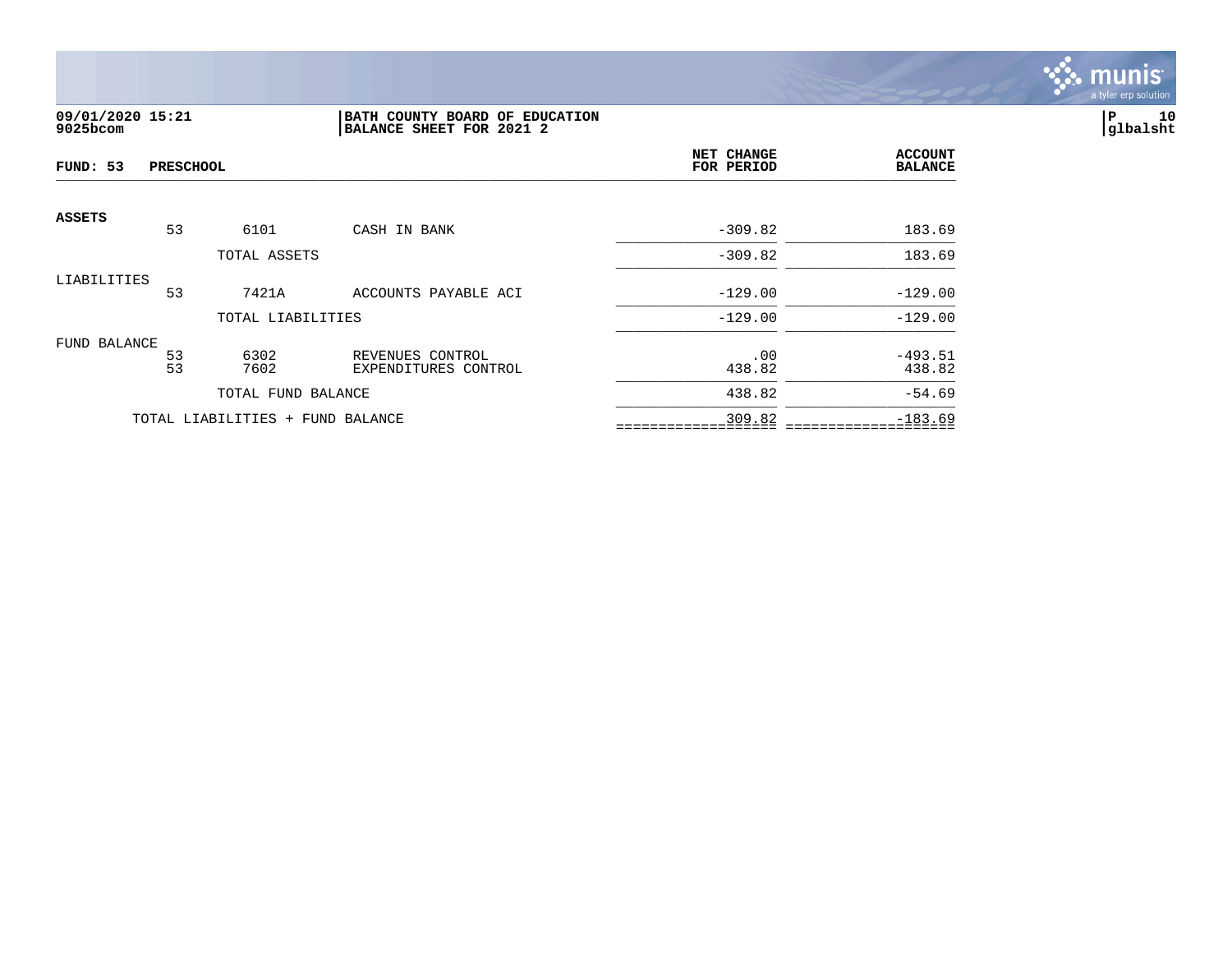09/01/2020 15:21
9025bcom

**BATH COUNTY BOARD OF EDUCATION**
**BALANCE SHEET FOR 2021 2**

P 10
glbalsht

**FUND: 53 PRESCHOOL**

| | | | | NET CHANGE FOR PERIOD | ACCOUNT BALANCE |
|---|---|---|---|---|---|
| **ASSETS** | | | | | |
| | 53 | 6101 | CASH IN BANK | -309.82 | 183.69 |
| | | TOTAL ASSETS | | -309.82 | 183.69 |
| LIABILITIES | | | | | |
| | 53 | 7421A | ACCOUNTS PAYABLE ACI | -129.00 | -129.00 |
| | | TOTAL LIABILITIES | | -129.00 | -129.00 |
| FUND BALANCE | | | | | |
| | 53 | 6302 | REVENUES CONTROL | .00 | -493.51 |
| | 53 | 7602 | EXPENDITURES CONTROL | 438.82 | 438.82 |
| | | TOTAL FUND BALANCE | | 438.82 | -54.69 |
| | TOTAL LIABILITIES + FUND BALANCE | | | 309.82 | -183.69 |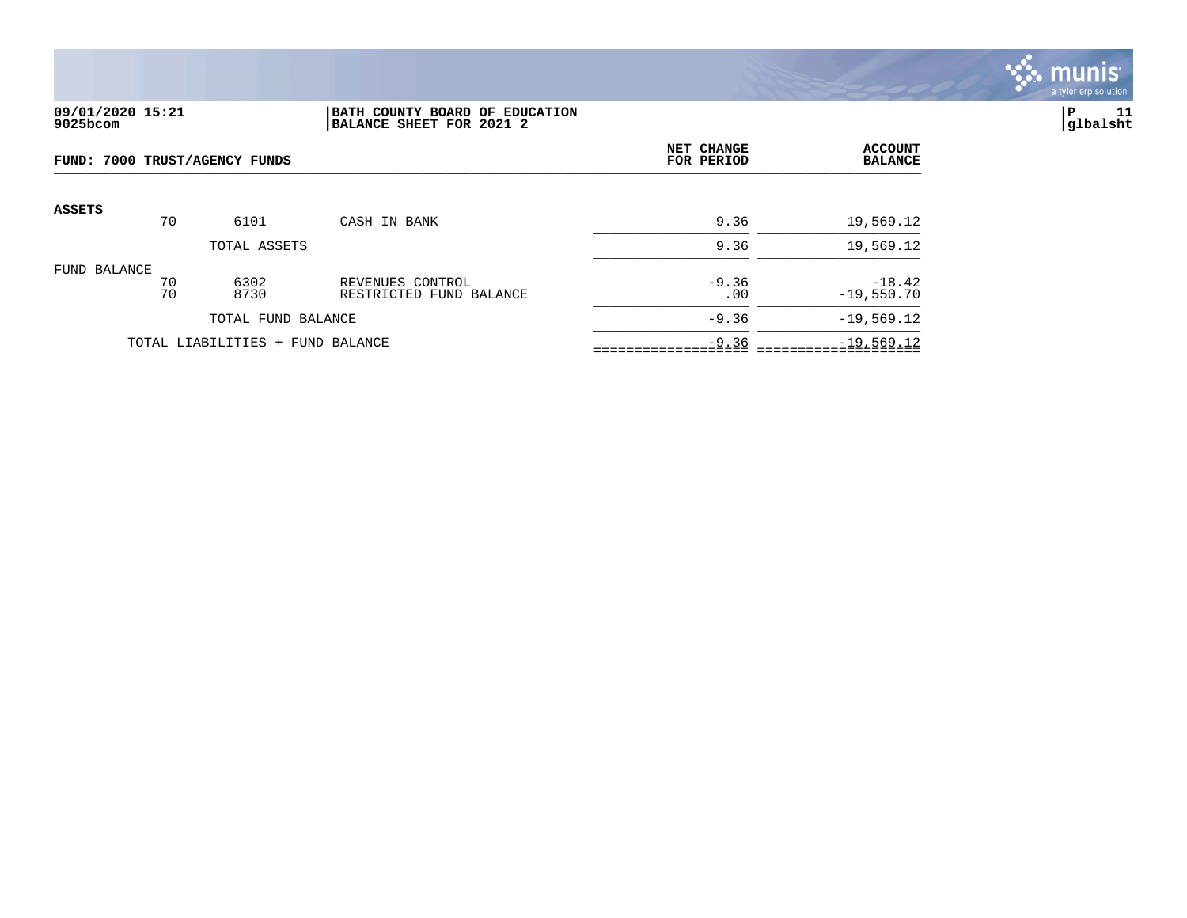**09/01/2020 15:21**
**9025bcom**

**BATH COUNTY BOARD OF EDUCATION**
**BALANCE SHEET FOR 2021 2**

**P 11**
**glbalsht**

**FUND: 7000 TRUST/AGENCY FUNDS**

| | | | | NET CHANGE FOR PERIOD | ACCOUNT BALANCE |
|---|---|---|---|---|---|
| **ASSETS** | 70 | 6101 | CASH IN BANK | 9.36 | 19,569.12 |
| | | TOTAL ASSETS | | 9.36 | 19,569.12 |
| FUND BALANCE | 70 | 6302 | REVENUES CONTROL | -9.36 | -18.42 |
| | 70 | 8730 | RESTRICTED FUND BALANCE | .00 | -19,550.70 |
| | | TOTAL FUND BALANCE | | -9.36 | -19,569.12 |
| | TOTAL LIABILITIES + FUND BALANCE | | | -9.36 | -19,569.12 |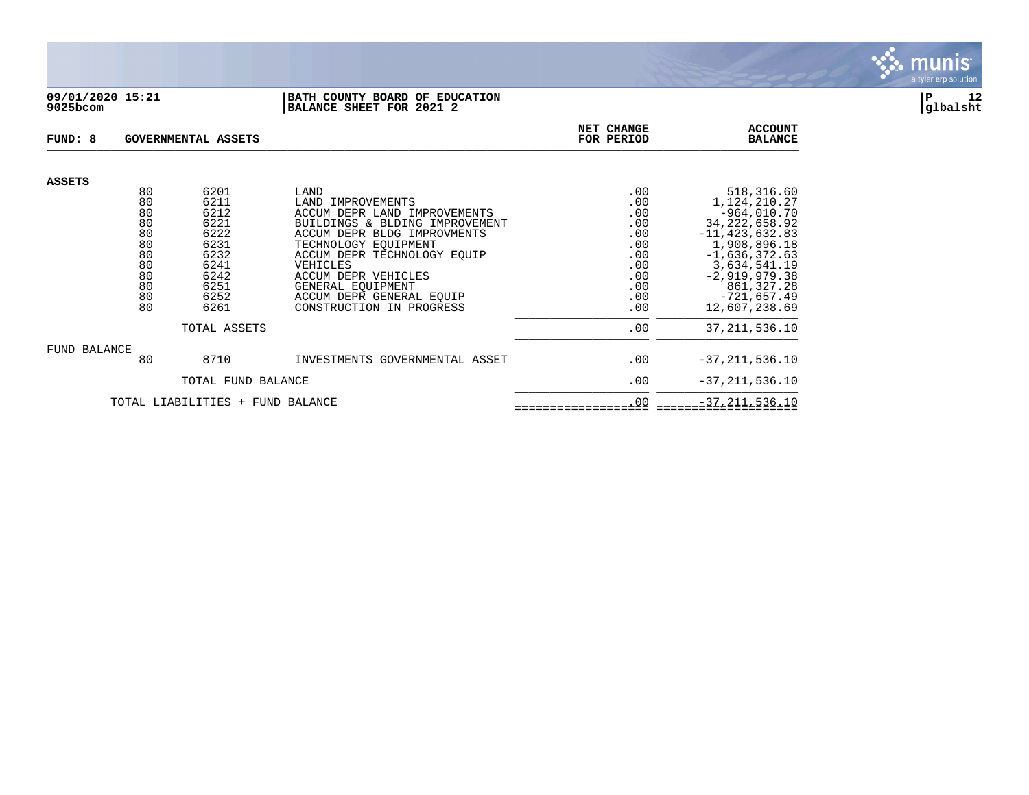**09/01/2020 15:21**
**9025bcom**

**BATH COUNTY BOARD OF EDUCATION**
**BALANCE SHEET FOR 2021 2**

**P 12**
**glbalsht**

**FUND: 8 GOVERNMENTAL ASSETS**

| | | | | NET CHANGE FOR PERIOD | ACCOUNT BALANCE |
|---|---|---|---|---|---|
| **ASSETS** | | | | | |
| | 80 | 6201 | LAND | .00 | 518,316.60 |
| | 80 | 6211 | LAND IMPROVEMENTS | .00 | 1,124,210.27 |
| | 80 | 6212 | ACCUM DEPR LAND IMPROVEMENTS | .00 | -964,010.70 |
| | 80 | 6221 | BUILDINGS & BLDING IMPROVEMENT | .00 | 34,222,658.92 |
| | 80 | 6222 | ACCUM DEPR BLDG IMPROVMENTS | .00 | -11,423,632.83 |
| | 80 | 6231 | TECHNOLOGY EQUIPMENT | .00 | 1,908,896.18 |
| | 80 | 6232 | ACCUM DEPR TECHNOLOGY EQUIP | .00 | -1,636,372.63 |
| | 80 | 6241 | VEHICLES | .00 | 3,634,541.19 |
| | 80 | 6242 | ACCUM DEPR VEHICLES | .00 | -2,919,979.38 |
| | 80 | 6251 | GENERAL EQUIPMENT | .00 | 861,327.28 |
| | 80 | 6252 | ACCUM DEPR GENERAL EQUIP | .00 | -721,657.49 |
| | 80 | 6261 | CONSTRUCTION IN PROGRESS | .00 | 12,607,238.69 |
| | | TOTAL ASSETS | | .00 | 37,211,536.10 |
| FUND BALANCE | | | | | |
| | 80 | 8710 | INVESTMENTS GOVERNMENTAL ASSET | .00 | -37,211,536.10 |
| | | TOTAL FUND BALANCE | | .00 | -37,211,536.10 |
| | TOTAL LIABILITIES + FUND BALANCE | | | .00 | -37,211,536.10 |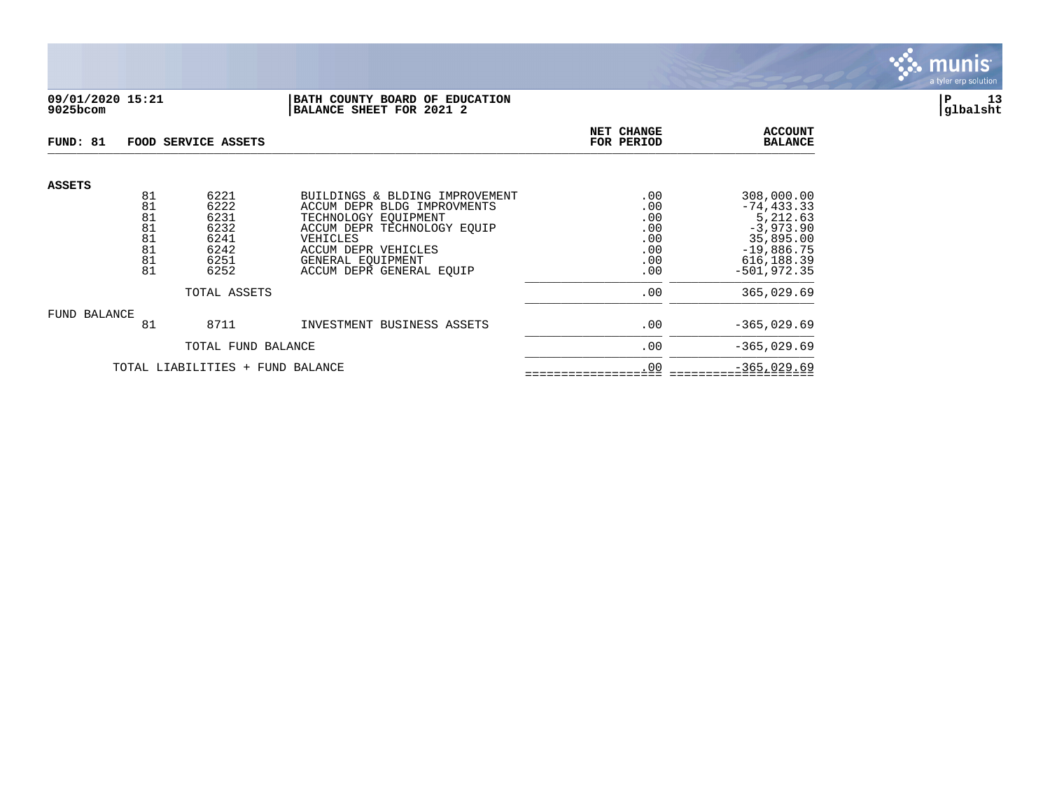**09/01/2020 15:21**
**9025bcom**

**BATH COUNTY BOARD OF EDUCATION**
**BALANCE SHEET FOR 2021 2**

**P 13**
**glbalsht**

**FUND: 81 FOOD SERVICE ASSETS**

| | Fund | Account | Description | NET CHANGE FOR PERIOD | ACCOUNT BALANCE |
|---|---|---|---|---|---|
| **ASSETS** | | | | | |
| | 81 | 6221 | BUILDINGS & BLDING IMPROVEMENT | .00 | 308,000.00 |
| | 81 | 6222 | ACCUM DEPR BLDG IMPROVMENTS | .00 | -74,433.33 |
| | 81 | 6231 | TECHNOLOGY EQUIPMENT | .00 | 5,212.63 |
| | 81 | 6232 | ACCUM DEPR TECHNOLOGY EQUIP | .00 | -3,973.90 |
| | 81 | 6241 | VEHICLES | .00 | 35,895.00 |
| | 81 | 6242 | ACCUM DEPR VEHICLES | .00 | -19,886.75 |
| | 81 | 6251 | GENERAL EQUIPMENT | .00 | 616,188.39 |
| | 81 | 6252 | ACCUM DEPR GENERAL EQUIP | .00 | -501,972.35 |
| | | TOTAL ASSETS | | .00 | 365,029.69 |
| FUND BALANCE | | | | | |
| | 81 | 8711 | INVESTMENT BUSINESS ASSETS | .00 | -365,029.69 |
| | | TOTAL FUND BALANCE | | .00 | -365,029.69 |
| | TOTAL LIABILITIES + FUND BALANCE | | | .00 | -365,029.69 |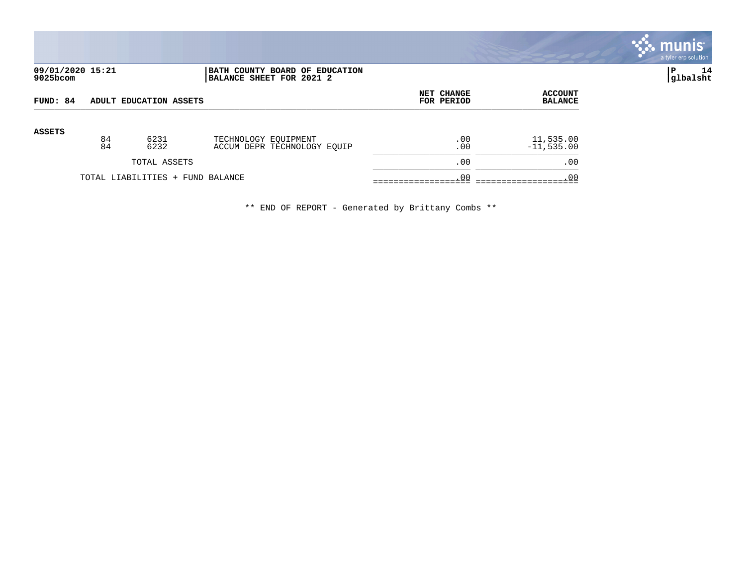**09/01/2020 15:21**
**9025bcom**

**BATH COUNTY BOARD OF EDUCATION**
**BALANCE SHEET FOR 2021 2**

**P 14**
**glbalsht**

| FUND: 84 | ADULT EDUCATION ASSETS | | | NET CHANGE FOR PERIOD | ACCOUNT BALANCE |
|---|---|---|---|---|---|
| **ASSETS** | | | | | |
| | 84 | 6231 | TECHNOLOGY EQUIPMENT | .00 | 11,535.00 |
| | 84 | 6232 | ACCUM DEPR TECHNOLOGY EQUIP | .00 | -11,535.00 |
| | TOTAL ASSETS | | | .00 | .00 |
| | TOTAL LIABILITIES + FUND BALANCE | | | .00 | .00 |

** END OF REPORT - Generated by Brittany Combs **